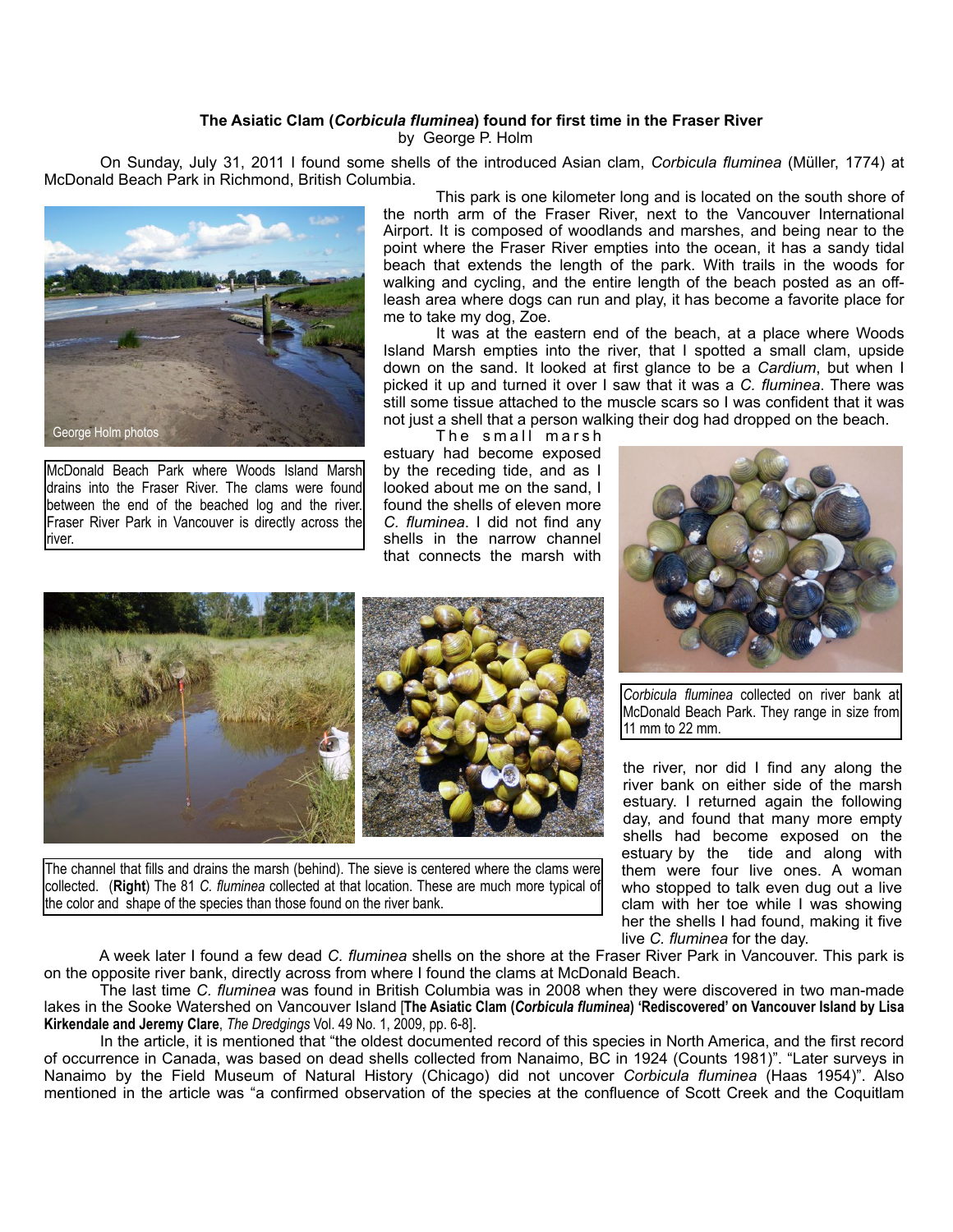**The Asiatic Clam (*Corbicula fluminea*) found for first time in the Fraser River**
by George P. Holm

On Sunday, July 31, 2011 I found some shells of the introduced Asian clam, *Corbicula fluminea* (Müller, 1774) at McDonald Beach Park in Richmond, British Columbia.

George Holm photos

McDonald Beach Park where Woods Island Marsh drains into the Fraser River. The clams were found between the end of the beached log and the river. Fraser River Park in Vancouver is directly across the river.

This park is one kilometer long and is located on the south shore of the north arm of the Fraser River, next to the Vancouver International Airport. It is composed of woodlands and marshes, and being near to the point where the Fraser River empties into the ocean, it has a sandy tidal beach that extends the length of the park. With trails in the woods for walking and cycling, and the entire length of the beach posted as an off-leash area where dogs can run and play, it has become a favorite place for me to take my dog, Zoe.

It was at the eastern end of the beach, at a place where Woods Island Marsh empties into the river, that I spotted a small clam, upside down on the sand. It looked at first glance to be a *Cardium*, but when I picked it up and turned it over I saw that it was a *C. fluminea*. There was still some tissue attached to the muscle scars so I was confident that it was not just a shell that a person walking their dog had dropped on the beach.

The small marsh estuary had become exposed by the receding tide, and as I looked about me on the sand, I found the shells of eleven more *C. fluminea*. I did not find any shells in the narrow channel that connects the marsh with the river, nor did I find any along the river bank on either side of the marsh estuary. I returned again the following day, and found that many more empty shells had become exposed on the estuary by the tide and along with them were four live ones. A woman who stopped to talk even dug out a live clam with her toe while I was showing her the shells I had found, making it five live *C. fluminea* for the day.

*Corbicula fluminea* collected on river bank at McDonald Beach Park. They range in size from 11 mm to 22 mm.

The channel that fills and drains the marsh (behind). The sieve is centered where the clams were collected. (**Right**) The 81 *C. fluminea* collected at that location. These are much more typical of the color and shape of the species than those found on the river bank.

A week later I found a few dead *C. fluminea* shells on the shore at the Fraser River Park in Vancouver. This park is on the opposite river bank, directly across from where I found the clams at McDonald Beach.

The last time *C. fluminea* was found in British Columbia was in 2008 when they were discovered in two man-made lakes in the Sooke Watershed on Vancouver Island [**The Asiatic Clam (*Corbicula fluminea*) 'Rediscovered' on Vancouver Island by Lisa Kirkendale and Jeremy Clare**, *The Dredgings* Vol. 49 No. 1, 2009, pp. 6-8].

In the article, it is mentioned that "the oldest documented record of this species in North America, and the first record of occurrence in Canada, was based on dead shells collected from Nanaimo, BC in 1924 (Counts 1981)". "Later surveys in Nanaimo by the Field Museum of Natural History (Chicago) did not uncover *Corbicula fluminea* (Haas 1954)". Also mentioned in the article was "a confirmed observation of the species at the confluence of Scott Creek and the Coquitlam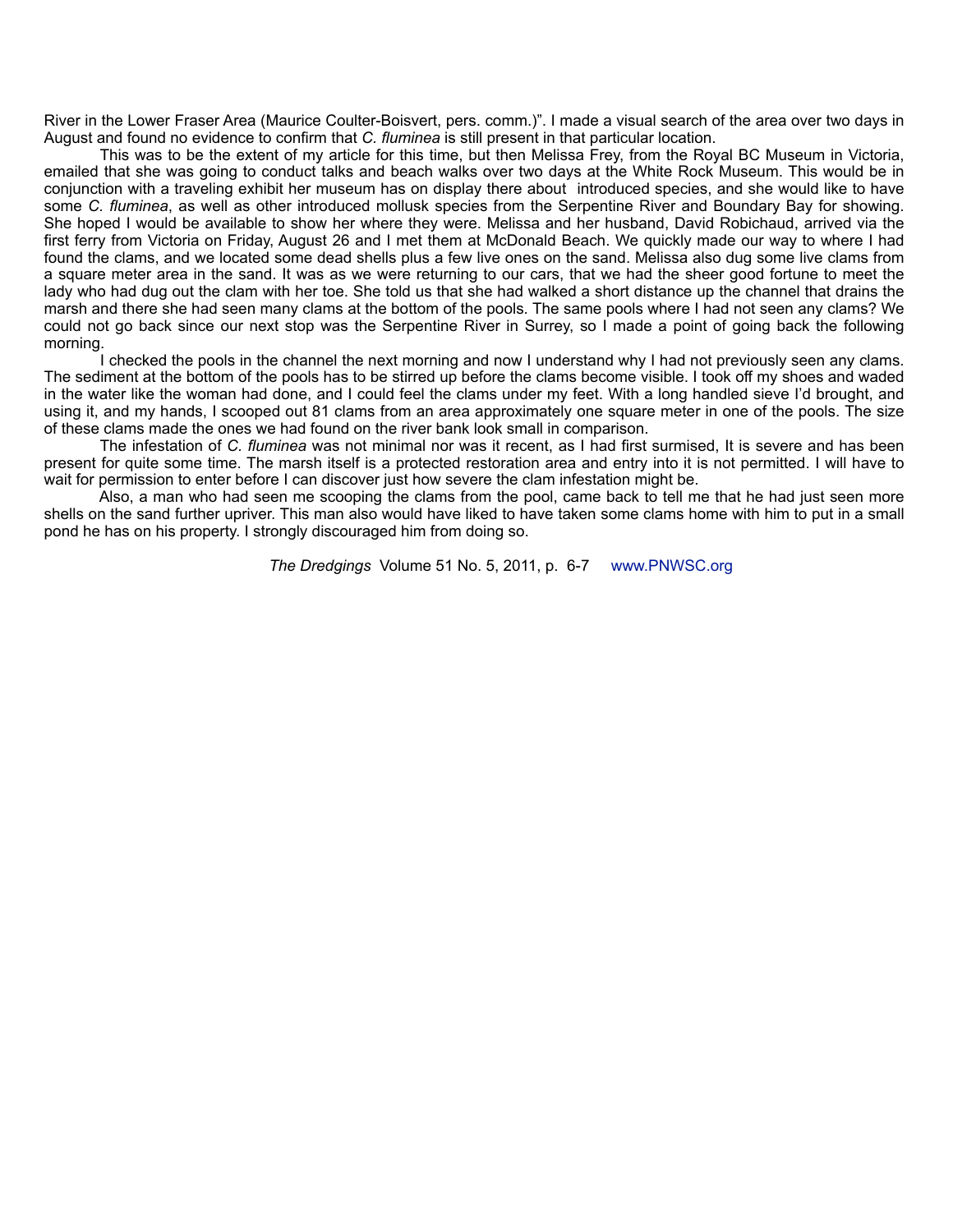River in the Lower Fraser Area (Maurice Coulter-Boisvert, pers. comm.)". I made a visual search of the area over two days in August and found no evidence to confirm that *C. fluminea* is still present in that particular location.

This was to be the extent of my article for this time, but then Melissa Frey, from the Royal BC Museum in Victoria, emailed that she was going to conduct talks and beach walks over two days at the White Rock Museum. This would be in conjunction with a traveling exhibit her museum has on display there about introduced species, and she would like to have some *C. fluminea*, as well as other introduced mollusk species from the Serpentine River and Boundary Bay for showing. She hoped I would be available to show her where they were. Melissa and her husband, David Robichaud, arrived via the first ferry from Victoria on Friday, August 26 and I met them at McDonald Beach. We quickly made our way to where I had found the clams, and we located some dead shells plus a few live ones on the sand. Melissa also dug some live clams from a square meter area in the sand. It was as we were returning to our cars, that we had the sheer good fortune to meet the lady who had dug out the clam with her toe. She told us that she had walked a short distance up the channel that drains the marsh and there she had seen many clams at the bottom of the pools. The same pools where I had not seen any clams? We could not go back since our next stop was the Serpentine River in Surrey, so I made a point of going back the following morning.

I checked the pools in the channel the next morning and now I understand why I had not previously seen any clams. The sediment at the bottom of the pools has to be stirred up before the clams become visible. I took off my shoes and waded in the water like the woman had done, and I could feel the clams under my feet. With a long handled sieve I'd brought, and using it, and my hands, I scooped out 81 clams from an area approximately one square meter in one of the pools. The size of these clams made the ones we had found on the river bank look small in comparison.

The infestation of *C. fluminea* was not minimal nor was it recent, as I had first surmised, It is severe and has been present for quite some time. The marsh itself is a protected restoration area and entry into it is not permitted. I will have to wait for permission to enter before I can discover just how severe the clam infestation might be.

Also, a man who had seen me scooping the clams from the pool, came back to tell me that he had just seen more shells on the sand further upriver. This man also would have liked to have taken some clams home with him to put in a small pond he has on his property. I strongly discouraged him from doing so.

*The Dredgings* Volume 51 No. 5, 2011, p. 6-7 www.PNWSC.org